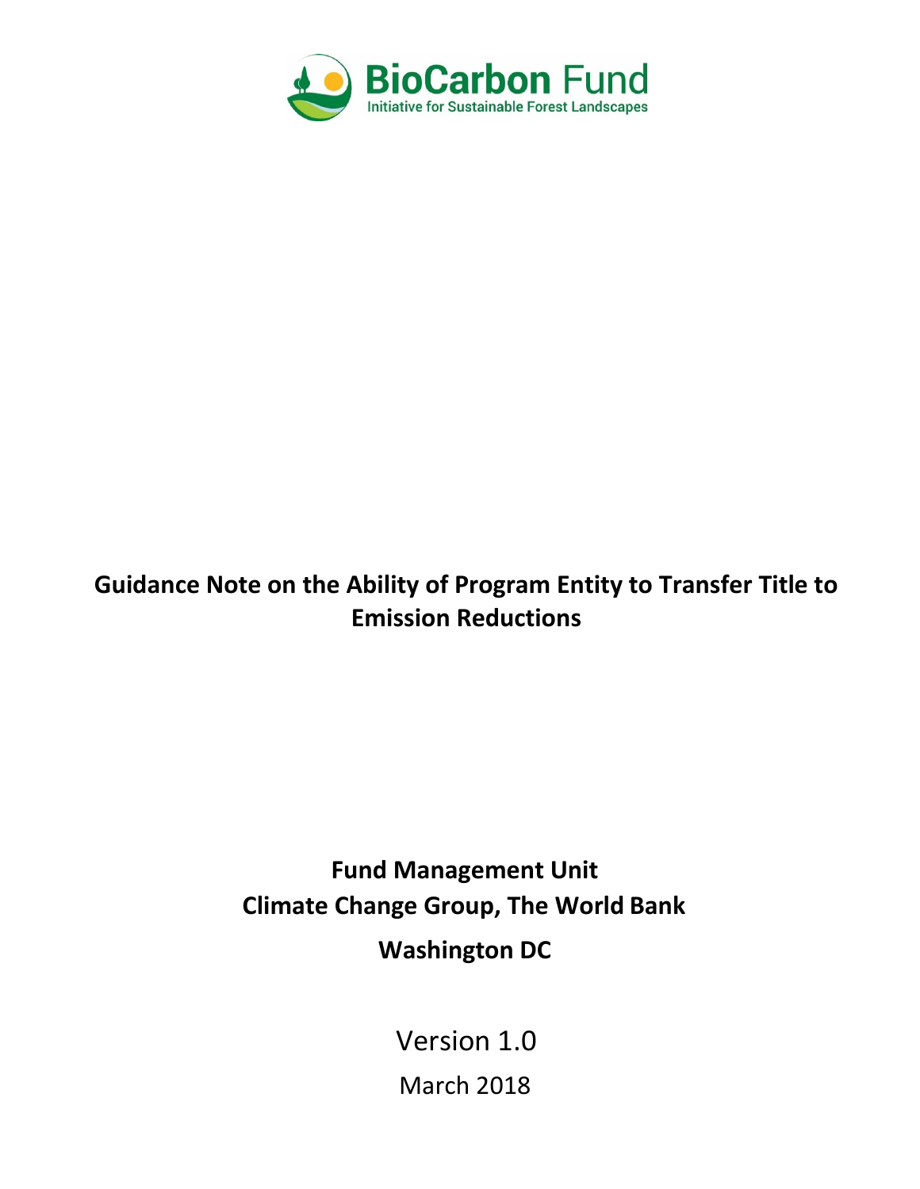BioCarbon Fund
Initiative for Sustainable Forest Landscapes

# Guidance Note on the Ability of Program Entity to Transfer Title to Emission Reductions

**Fund Management Unit**
**Climate Change Group, The World Bank**
**Washington DC**

Version 1.0

March 2018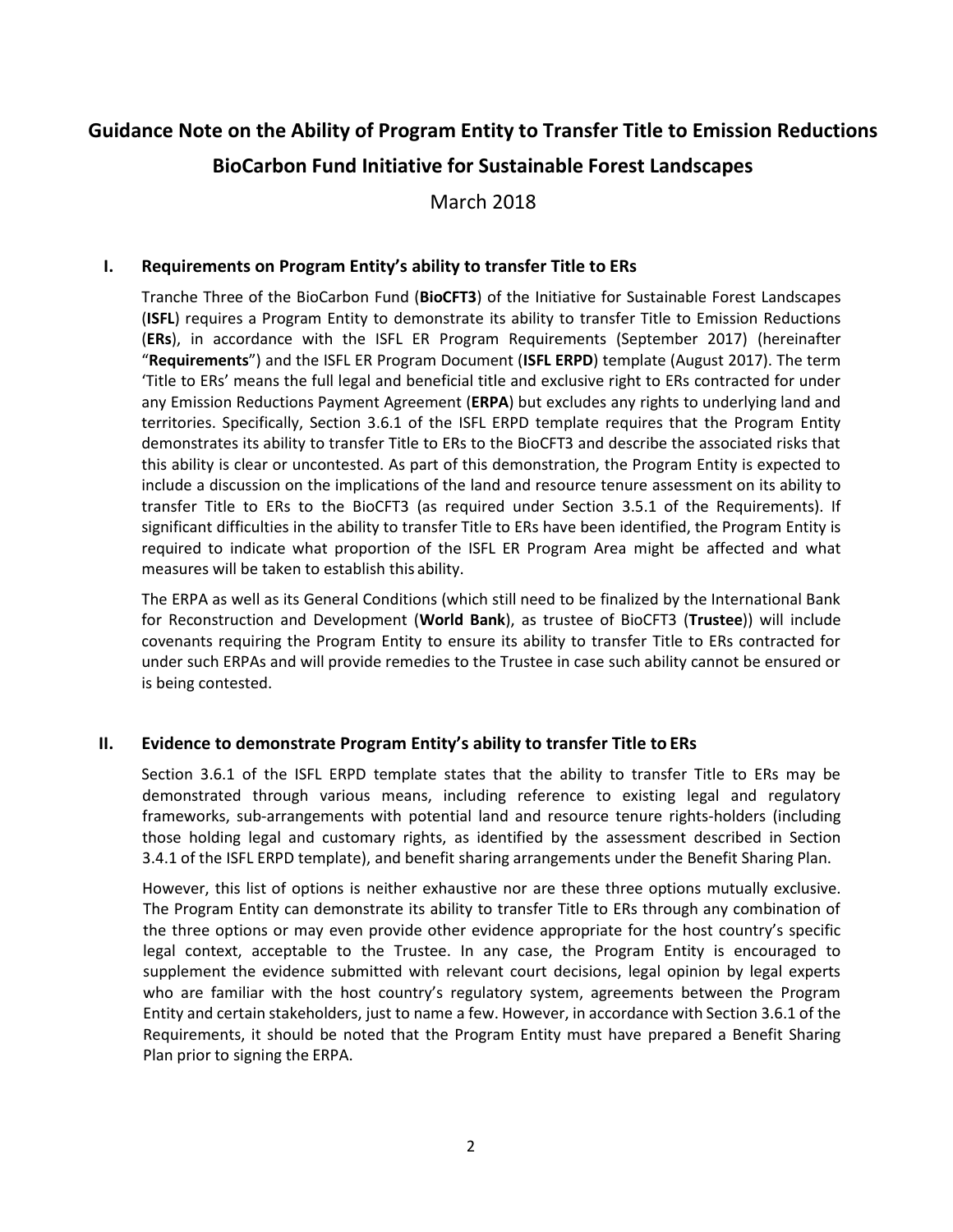# Guidance Note on the Ability of Program Entity to Transfer Title to Emission Reductions

## BioCarbon Fund Initiative for Sustainable Forest Landscapes

March 2018

### I. Requirements on Program Entity's ability to transfer Title to ERs

Tranche Three of the BioCarbon Fund (**BioCFT3**) of the Initiative for Sustainable Forest Landscapes (**ISFL**) requires a Program Entity to demonstrate its ability to transfer Title to Emission Reductions (**ERs**), in accordance with the ISFL ER Program Requirements (September 2017) (hereinafter "**Requirements**") and the ISFL ER Program Document (**ISFL ERPD**) template (August 2017). The term 'Title to ERs' means the full legal and beneficial title and exclusive right to ERs contracted for under any Emission Reductions Payment Agreement (**ERPA**) but excludes any rights to underlying land and territories. Specifically, Section 3.6.1 of the ISFL ERPD template requires that the Program Entity demonstrates its ability to transfer Title to ERs to the BioCFT3 and describe the associated risks that this ability is clear or uncontested. As part of this demonstration, the Program Entity is expected to include a discussion on the implications of the land and resource tenure assessment on its ability to transfer Title to ERs to the BioCFT3 (as required under Section 3.5.1 of the Requirements). If significant difficulties in the ability to transfer Title to ERs have been identified, the Program Entity is required to indicate what proportion of the ISFL ER Program Area might be affected and what measures will be taken to establish this ability.

The ERPA as well as its General Conditions (which still need to be finalized by the International Bank for Reconstruction and Development (**World Bank**), as trustee of BioCFT3 (**Trustee**)) will include covenants requiring the Program Entity to ensure its ability to transfer Title to ERs contracted for under such ERPAs and will provide remedies to the Trustee in case such ability cannot be ensured or is being contested.

### II. Evidence to demonstrate Program Entity's ability to transfer Title to ERs

Section 3.6.1 of the ISFL ERPD template states that the ability to transfer Title to ERs may be demonstrated through various means, including reference to existing legal and regulatory frameworks, sub-arrangements with potential land and resource tenure rights-holders (including those holding legal and customary rights, as identified by the assessment described in Section 3.4.1 of the ISFL ERPD template), and benefit sharing arrangements under the Benefit Sharing Plan.

However, this list of options is neither exhaustive nor are these three options mutually exclusive. The Program Entity can demonstrate its ability to transfer Title to ERs through any combination of the three options or may even provide other evidence appropriate for the host country's specific legal context, acceptable to the Trustee. In any case, the Program Entity is encouraged to supplement the evidence submitted with relevant court decisions, legal opinion by legal experts who are familiar with the host country's regulatory system, agreements between the Program Entity and certain stakeholders, just to name a few. However, in accordance with Section 3.6.1 of the Requirements, it should be noted that the Program Entity must have prepared a Benefit Sharing Plan prior to signing the ERPA.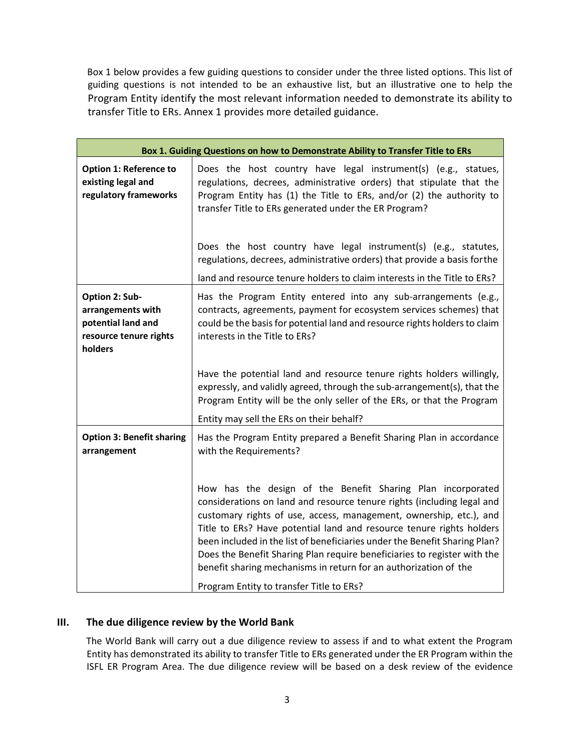Box 1 below provides a few guiding questions to consider under the three listed options. This list of guiding questions is not intended to be an exhaustive list, but an illustrative one to help the Program Entity identify the most relevant information needed to demonstrate its ability to transfer Title to ERs. Annex 1 provides more detailed guidance.

| Box 1. Guiding Questions on how to Demonstrate Ability to Transfer Title to ERs | |
|---|---|
| **Option 1: Reference to existing legal and regulatory frameworks** | Does the host country have legal instrument(s) (e.g., statues, regulations, decrees, administrative orders) that stipulate that the Program Entity has (1) the Title to ERs, and/or (2) the authority to transfer Title to ERs generated under the ER Program? |
| | Does the host country have legal instrument(s) (e.g., statutes, regulations, decrees, administrative orders) that provide a basis forthe land and resource tenure holders to claim interests in the Title to ERs? |
| **Option 2: Sub-arrangements with potential land and resource tenure rights holders** | Has the Program Entity entered into any sub-arrangements (e.g., contracts, agreements, payment for ecosystem services schemes) that could be the basis for potential land and resource rights holders to claim interests in the Title to ERs? |
| | Have the potential land and resource tenure rights holders willingly, expressly, and validly agreed, through the sub-arrangement(s), that the Program Entity will be the only seller of the ERs, or that the Program Entity may sell the ERs on their behalf? |
| **Option 3: Benefit sharing arrangement** | Has the Program Entity prepared a Benefit Sharing Plan in accordance with the Requirements? |
| | How has the design of the Benefit Sharing Plan incorporated considerations on land and resource tenure rights (including legal and customary rights of use, access, management, ownership, etc.), and Title to ERs? Have potential land and resource tenure rights holders been included in the list of beneficiaries under the Benefit Sharing Plan? Does the Benefit Sharing Plan require beneficiaries to register with the benefit sharing mechanisms in return for an authorization of the Program Entity to transfer Title to ERs? |

## III. The due diligence review by the World Bank

The World Bank will carry out a due diligence review to assess if and to what extent the Program Entity has demonstrated its ability to transfer Title to ERs generated under the ER Program within the ISFL ER Program Area. The due diligence review will be based on a desk review of the evidence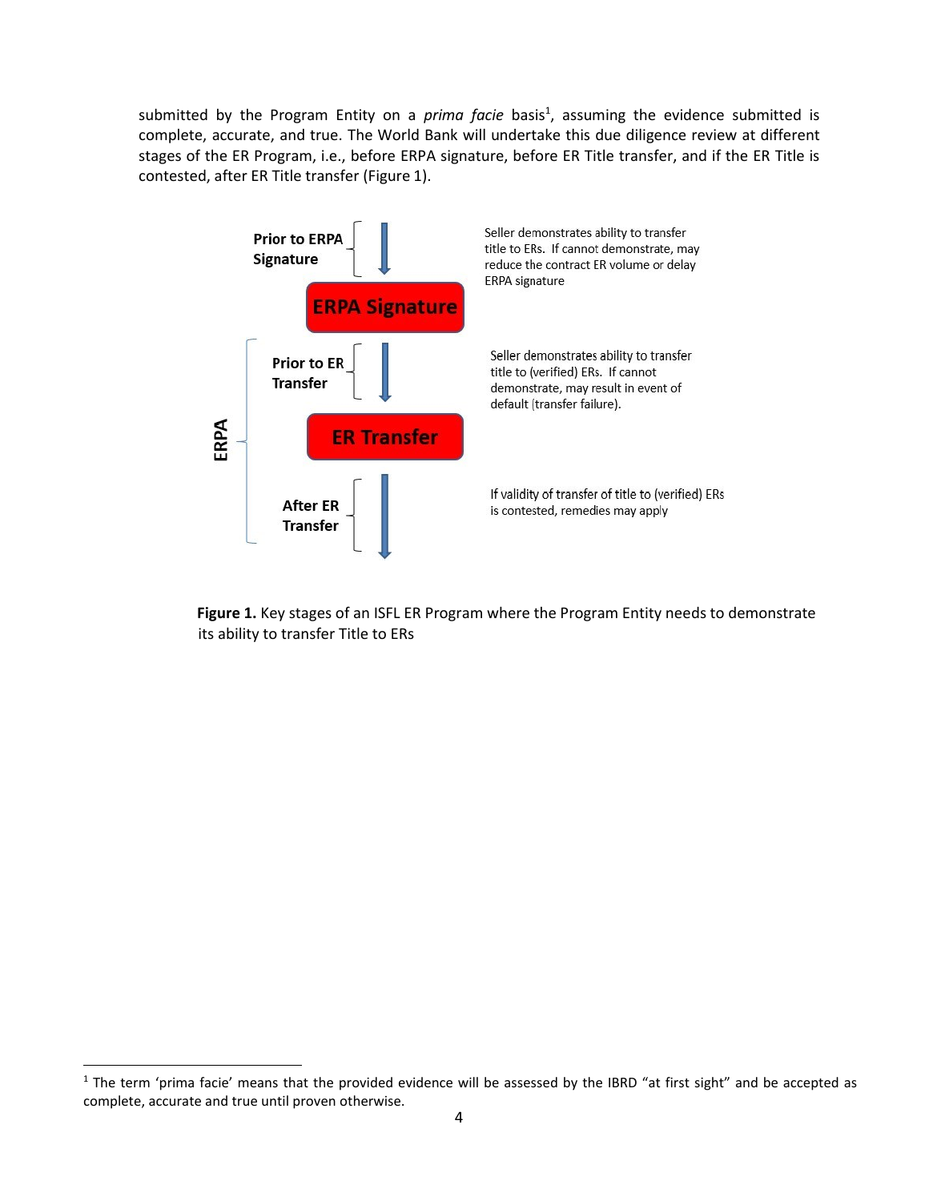submitted by the Program Entity on a *prima facie* basis[1], assuming the evidence submitted is complete, accurate, and true. The World Bank will undertake this due diligence review at different stages of the ER Program, i.e., before ERPA signature, before ER Title transfer, and if the ER Title is contested, after ER Title transfer (Figure 1).

**Prior to ERPA Signature** — Seller demonstrates ability to transfer title to ERs. If cannot demonstrate, may reduce the contract ER volume or delay ERPA signature

**ERPA Signature**

ERPA:

**Prior to ER Transfer** — Seller demonstrates ability to transfer title to (verified) ERs. If cannot demonstrate, may result in event of default (transfer failure).

**ER Transfer**

**After ER Transfer** — If validity of transfer of title to (verified) ERs is contested, remedies may apply

**Figure 1.** Key stages of an ISFL ER Program where the Program Entity needs to demonstrate its ability to transfer Title to ERs

---

[1] The term 'prima facie' means that the provided evidence will be assessed by the IBRD "at first sight" and be accepted as complete, accurate and true until proven otherwise.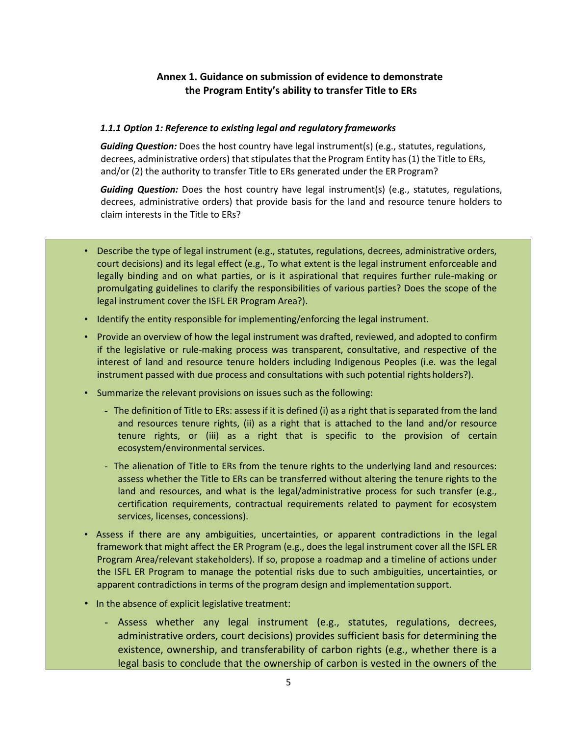## Annex 1. Guidance on submission of evidence to demonstrate the Program Entity's ability to transfer Title to ERs

#### *1.1.1 Option 1: Reference to existing legal and regulatory frameworks*

***Guiding Question:*** Does the host country have legal instrument(s) (e.g., statutes, regulations, decrees, administrative orders) that stipulates that the Program Entity has (1) the Title to ERs, and/or (2) the authority to transfer Title to ERs generated under the ER Program?

***Guiding Question:*** Does the host country have legal instrument(s) (e.g., statutes, regulations, decrees, administrative orders) that provide basis for the land and resource tenure holders to claim interests in the Title to ERs?

- Describe the type of legal instrument (e.g., statutes, regulations, decrees, administrative orders, court decisions) and its legal effect (e.g., To what extent is the legal instrument enforceable and legally binding and on what parties, or is it aspirational that requires further rule-making or promulgating guidelines to clarify the responsibilities of various parties? Does the scope of the legal instrument cover the ISFL ER Program Area?).
- Identify the entity responsible for implementing/enforcing the legal instrument.
- Provide an overview of how the legal instrument was drafted, reviewed, and adopted to confirm if the legislative or rule-making process was transparent, consultative, and respective of the interest of land and resource tenure holders including Indigenous Peoples (i.e. was the legal instrument passed with due process and consultations with such potential rights holders?).
- Summarize the relevant provisions on issues such as the following:
  - The definition of Title to ERs: assess if it is defined (i) as a right that is separated from the land and resources tenure rights, (ii) as a right that is attached to the land and/or resource tenure rights, or (iii) as a right that is specific to the provision of certain ecosystem/environmental services.
  - The alienation of Title to ERs from the tenure rights to the underlying land and resources: assess whether the Title to ERs can be transferred without altering the tenure rights to the land and resources, and what is the legal/administrative process for such transfer (e.g., certification requirements, contractual requirements related to payment for ecosystem services, licenses, concessions).
- Assess if there are any ambiguities, uncertainties, or apparent contradictions in the legal framework that might affect the ER Program (e.g., does the legal instrument cover all the ISFL ER Program Area/relevant stakeholders). If so, propose a roadmap and a timeline of actions under the ISFL ER Program to manage the potential risks due to such ambiguities, uncertainties, or apparent contradictions in terms of the program design and implementation support.
- In the absence of explicit legislative treatment:
  - Assess whether any legal instrument (e.g., statutes, regulations, decrees, administrative orders, court decisions) provides sufficient basis for determining the existence, ownership, and transferability of carbon rights (e.g., whether there is a legal basis to conclude that the ownership of carbon is vested in the owners of the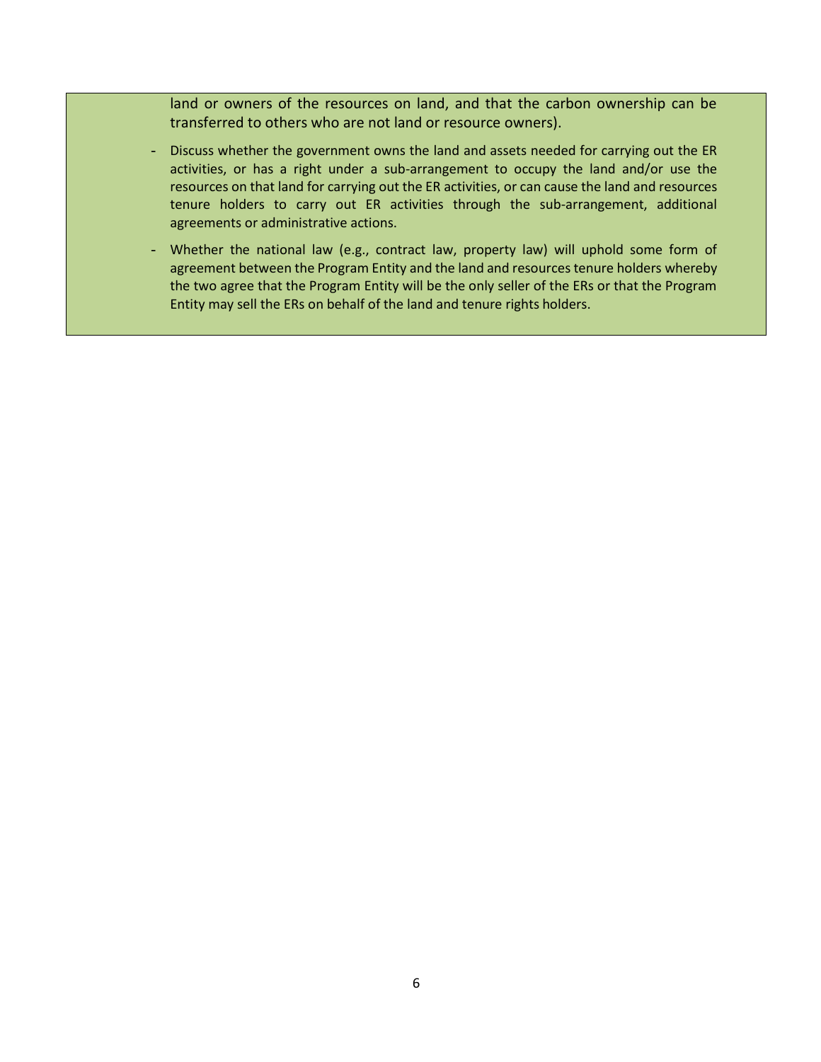land or owners of the resources on land, and that the carbon ownership can be transferred to others who are not land or resource owners).

- Discuss whether the government owns the land and assets needed for carrying out the ER activities, or has a right under a sub-arrangement to occupy the land and/or use the resources on that land for carrying out the ER activities, or can cause the land and resources tenure holders to carry out ER activities through the sub-arrangement, additional agreements or administrative actions.
- Whether the national law (e.g., contract law, property law) will uphold some form of agreement between the Program Entity and the land and resources tenure holders whereby the two agree that the Program Entity will be the only seller of the ERs or that the Program Entity may sell the ERs on behalf of the land and tenure rights holders.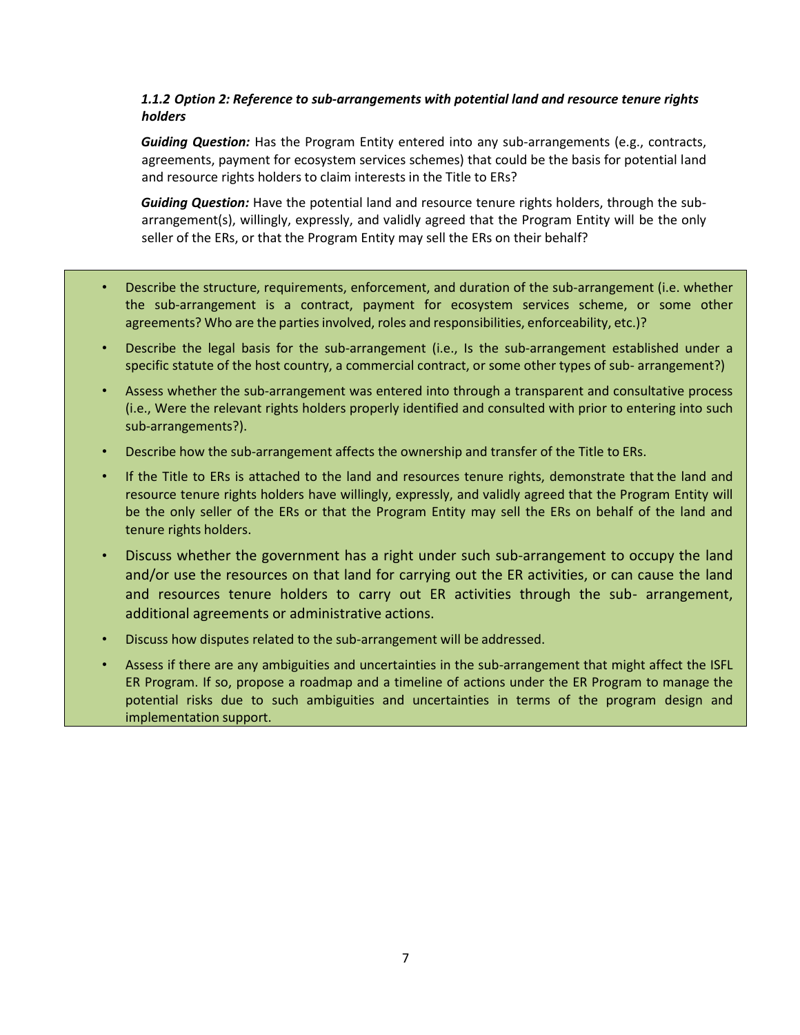### *1.1.2 Option 2: Reference to sub-arrangements with potential land and resource tenure rights holders*

***Guiding Question:*** Has the Program Entity entered into any sub-arrangements (e.g., contracts, agreements, payment for ecosystem services schemes) that could be the basis for potential land and resource rights holders to claim interests in the Title to ERs?

***Guiding Question:*** Have the potential land and resource tenure rights holders, through the sub-arrangement(s), willingly, expressly, and validly agreed that the Program Entity will be the only seller of the ERs, or that the Program Entity may sell the ERs on their behalf?

- Describe the structure, requirements, enforcement, and duration of the sub-arrangement (i.e. whether the sub-arrangement is a contract, payment for ecosystem services scheme, or some other agreements? Who are the parties involved, roles and responsibilities, enforceability, etc.)?
- Describe the legal basis for the sub-arrangement (i.e., Is the sub-arrangement established under a specific statute of the host country, a commercial contract, or some other types of sub- arrangement?)
- Assess whether the sub-arrangement was entered into through a transparent and consultative process (i.e., Were the relevant rights holders properly identified and consulted with prior to entering into such sub-arrangements?).
- Describe how the sub-arrangement affects the ownership and transfer of the Title to ERs.
- If the Title to ERs is attached to the land and resources tenure rights, demonstrate that the land and resource tenure rights holders have willingly, expressly, and validly agreed that the Program Entity will be the only seller of the ERs or that the Program Entity may sell the ERs on behalf of the land and tenure rights holders.
- Discuss whether the government has a right under such sub-arrangement to occupy the land and/or use the resources on that land for carrying out the ER activities, or can cause the land and resources tenure holders to carry out ER activities through the sub- arrangement, additional agreements or administrative actions.
- Discuss how disputes related to the sub-arrangement will be addressed.
- Assess if there are any ambiguities and uncertainties in the sub-arrangement that might affect the ISFL ER Program. If so, propose a roadmap and a timeline of actions under the ER Program to manage the potential risks due to such ambiguities and uncertainties in terms of the program design and implementation support.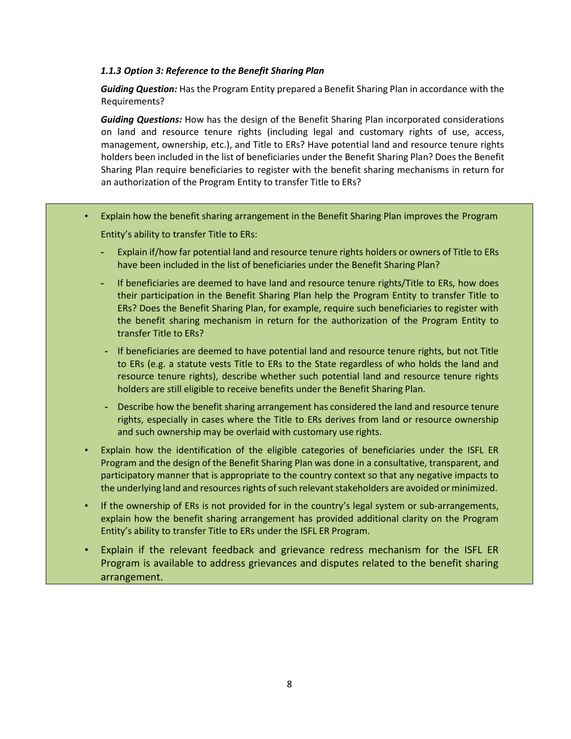### *1.1.3 Option 3: Reference to the Benefit Sharing Plan*

***Guiding Question:*** Has the Program Entity prepared a Benefit Sharing Plan in accordance with the Requirements?

***Guiding Questions:*** How has the design of the Benefit Sharing Plan incorporated considerations on land and resource tenure rights (including legal and customary rights of use, access, management, ownership, etc.), and Title to ERs? Have potential land and resource tenure rights holders been included in the list of beneficiaries under the Benefit Sharing Plan? Does the Benefit Sharing Plan require beneficiaries to register with the benefit sharing mechanisms in return for an authorization of the Program Entity to transfer Title to ERs?

- Explain how the benefit sharing arrangement in the Benefit Sharing Plan improves the Program Entity's ability to transfer Title to ERs:
  - Explain if/how far potential land and resource tenure rights holders or owners of Title to ERs have been included in the list of beneficiaries under the Benefit Sharing Plan?
  - If beneficiaries are deemed to have land and resource tenure rights/Title to ERs, how does their participation in the Benefit Sharing Plan help the Program Entity to transfer Title to ERs? Does the Benefit Sharing Plan, for example, require such beneficiaries to register with the benefit sharing mechanism in return for the authorization of the Program Entity to transfer Title to ERs?
  - If beneficiaries are deemed to have potential land and resource tenure rights, but not Title to ERs (e.g. a statute vests Title to ERs to the State regardless of who holds the land and resource tenure rights), describe whether such potential land and resource tenure rights holders are still eligible to receive benefits under the Benefit Sharing Plan.
  - Describe how the benefit sharing arrangement has considered the land and resource tenure rights, especially in cases where the Title to ERs derives from land or resource ownership and such ownership may be overlaid with customary use rights.
- Explain how the identification of the eligible categories of beneficiaries under the ISFL ER Program and the design of the Benefit Sharing Plan was done in a consultative, transparent, and participatory manner that is appropriate to the country context so that any negative impacts to the underlying land and resources rights of such relevant stakeholders are avoided or minimized.
- If the ownership of ERs is not provided for in the country's legal system or sub-arrangements, explain how the benefit sharing arrangement has provided additional clarity on the Program Entity's ability to transfer Title to ERs under the ISFL ER Program.
- Explain if the relevant feedback and grievance redress mechanism for the ISFL ER Program is available to address grievances and disputes related to the benefit sharing arrangement.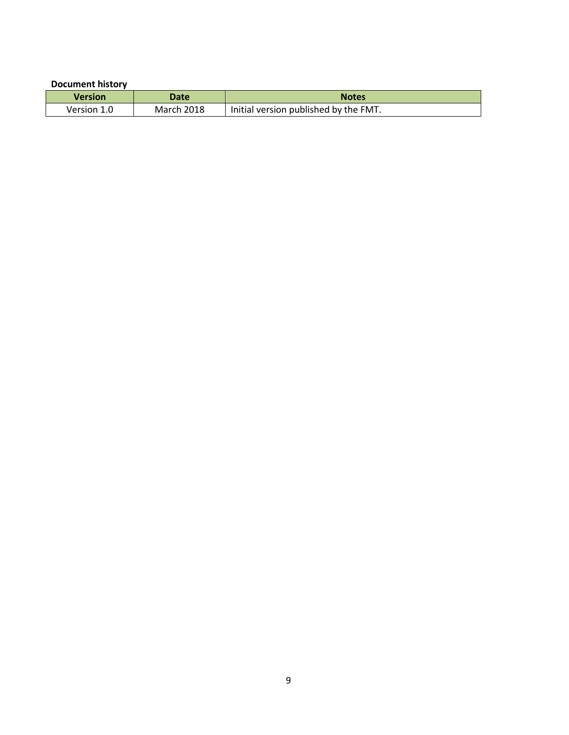**Document history**

| Version | Date | Notes |
|---|---|---|
| Version 1.0 | March 2018 | Initial version published by the FMT. |